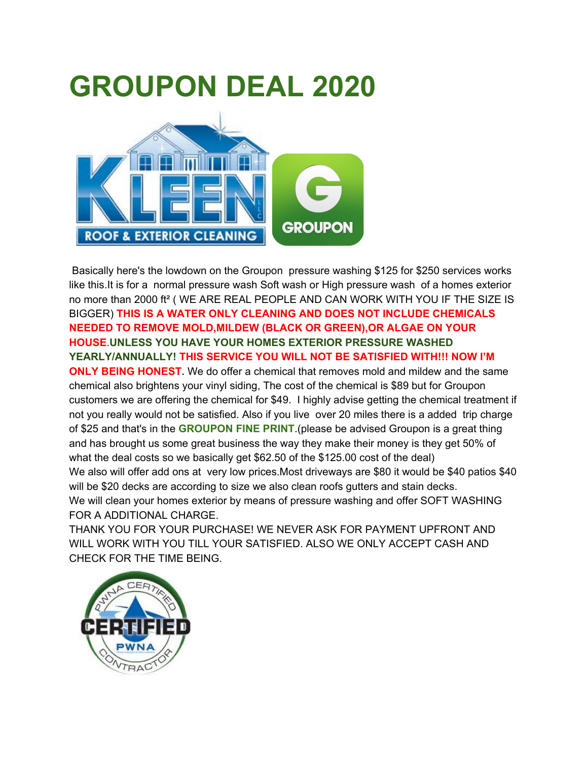# GROUPON DEAL 2020

Basically here's the lowdown on the Groupon pressure washing $125 for $250 services works like this.It is for a normal pressure wash Soft wash or High pressure wash of a homes exterior no more than 2000 ft² ( WE ARE REAL PEOPLE AND CAN WORK WITH YOU IF THE SIZE IS BIGGER) **THIS IS A WATER ONLY CLEANING AND DOES NOT INCLUDE CHEMICALS NEEDED TO REMOVE MOLD,MILDEW (BLACK OR GREEN),OR ALGAE ON YOUR HOUSE**.**UNLESS YOU HAVE YOUR HOMES EXTERIOR PRESSURE WASHED YEARLY/ANNUALLY! THIS SERVICE YOU WILL NOT BE SATISFIED WITH!!! NOW I'M ONLY BEING HONEST.** We do offer a chemical that removes mold and mildew and the same chemical also brightens your vinyl siding, The cost of the chemical is $89 but for Groupon customers we are offering the chemical for $49. I highly advise getting the chemical treatment if not you really would not be satisfied. Also if you live over 20 miles there is a added trip charge of $25 and that's in the **GROUPON FINE PRINT**.(please be advised Groupon is a great thing and has brought us some great business the way they make their money is they get 50% of what the deal costs so we basically get $62.50 of the $125.00 cost of the deal)

We also will offer add ons at very low prices.Most driveways are $80 it would be $40 patios $40 will be $20 decks are according to size we also clean roofs gutters and stain decks.

We will clean your homes exterior by means of pressure washing and offer SOFT WASHING FOR A ADDITIONAL CHARGE.

THANK YOU FOR YOUR PURCHASE! WE NEVER ASK FOR PAYMENT UPFRONT AND WILL WORK WITH YOU TILL YOUR SATISFIED. ALSO WE ONLY ACCEPT CASH AND CHECK FOR THE TIME BEING.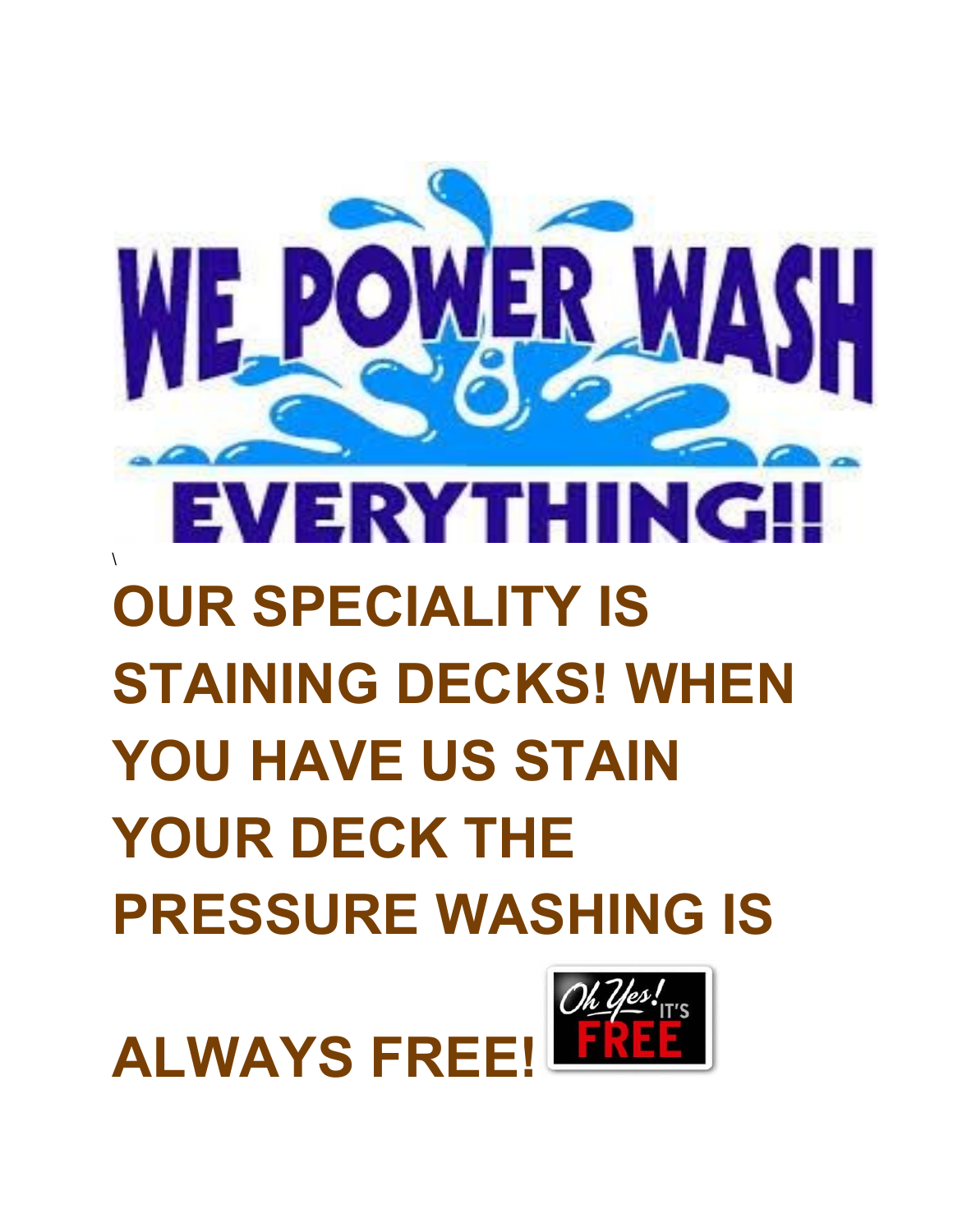# WE POWER WASH EVERYTHING!!

\

**OUR SPECIALITY IS STAINING DECKS! WHEN YOU HAVE US STAIN YOUR DECK THE PRESSURE WASHING IS ALWAYS FREE!**

Oh Yes! IT'S FREE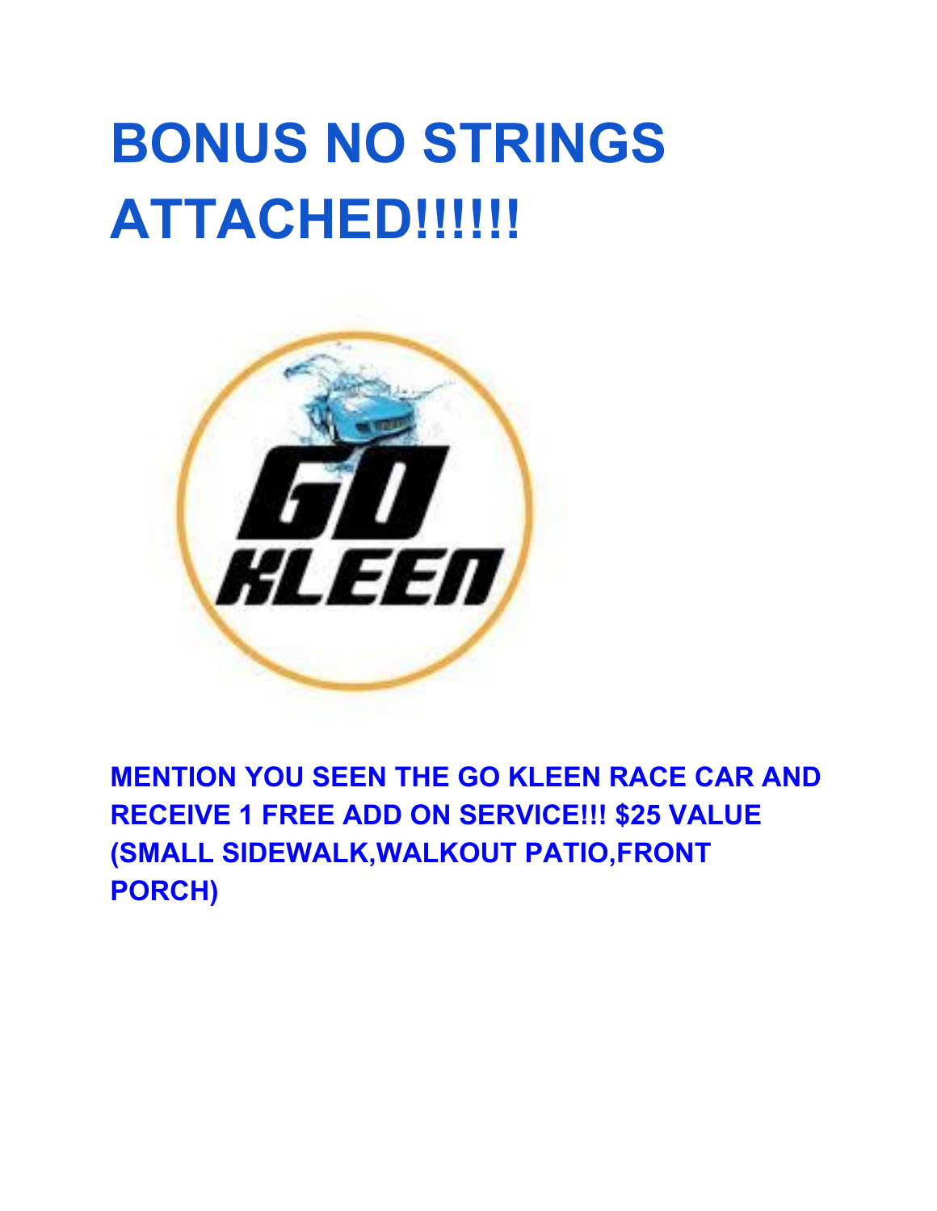# BONUS NO STRINGS ATTACHED!!!!!!

**MENTION YOU SEEN THE GO KLEEN RACE CAR AND RECEIVE 1 FREE ADD ON SERVICE!!! $25 VALUE (SMALL SIDEWALK,WALKOUT PATIO,FRONT PORCH)**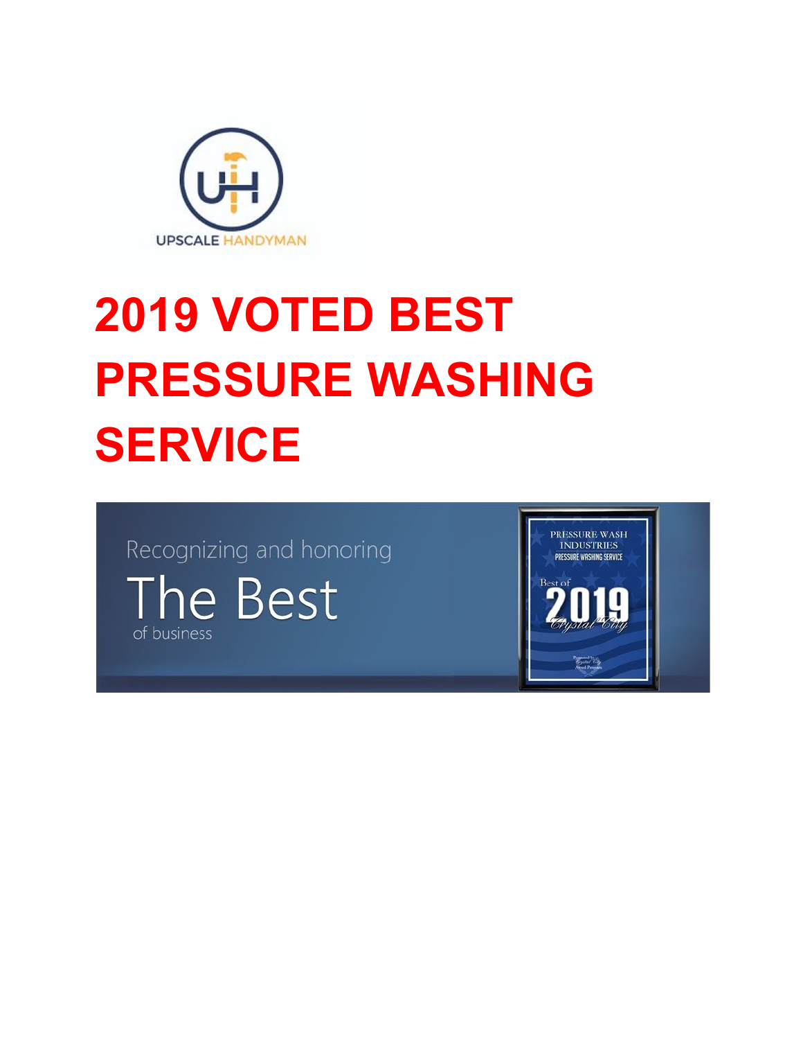UPSCALE HANDYMAN

# 2019 VOTED BEST PRESSURE WASHING SERVICE

Recognizing and honoring

The Best

of business

PRESSURE WASH INDUSTRIES
PRESSURE WASHING SERVICE

Best of 2019 Crystal City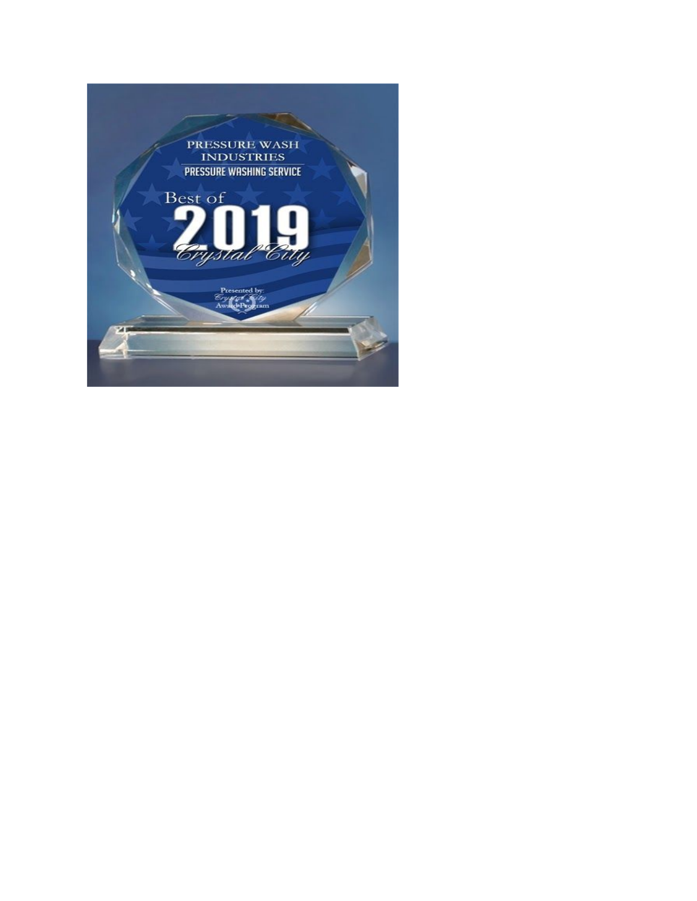PRESSURE WASH INDUSTRIES

PRESSURE WASHING SERVICE

Best of

2019

Crystal City

Presented by:
Crystal City
Award Program